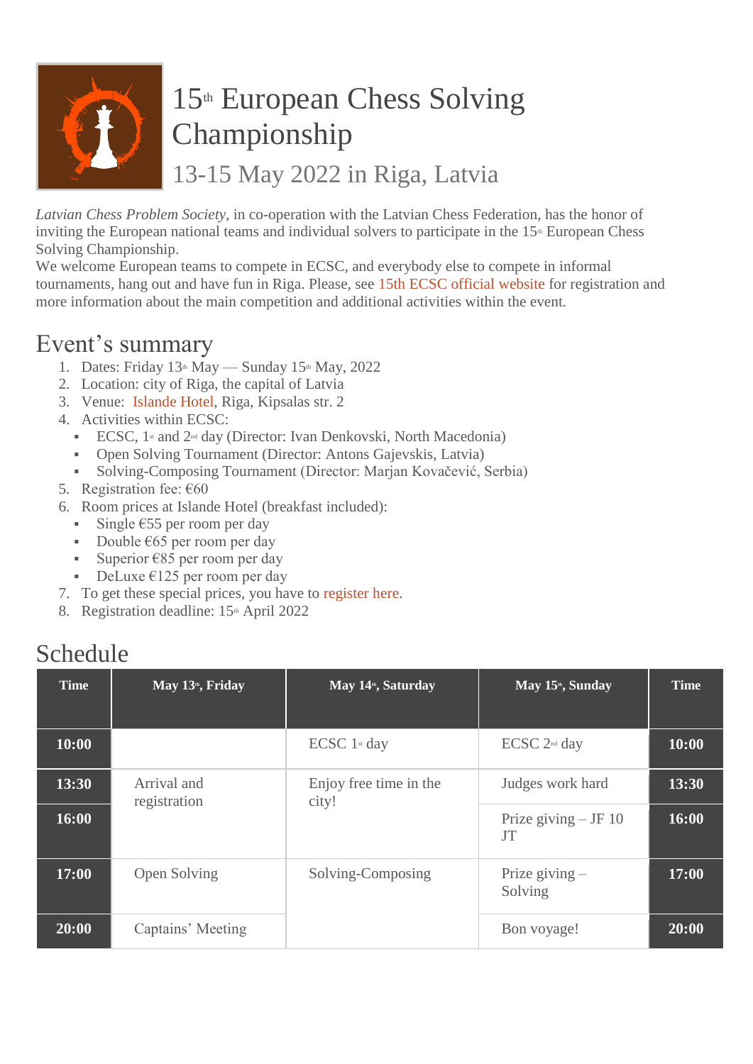# 15th European Chess Solving Championship

## 13-15 May 2022 in Riga, Latvia

*Latvian Chess Problem Society*, in co-operation with the Latvian Chess Federation, has the honor of inviting the European national teams and individual solvers to participate in the 15th European Chess Solving Championship.
We welcome European teams to compete in ECSC, and everybody else to compete in informal tournaments, hang out and have fun in Riga. Please, see 15th ECSC official website for registration and more information about the main competition and additional activities within the event.

## Event's summary

1. Dates: Friday 13th May — Sunday 15th May, 2022
2. Location: city of Riga, the capital of Latvia
3. Venue: Islande Hotel, Riga, Kipsalas str. 2
4. Activities within ECSC:
   - ECSC, 1st and 2nd day (Director: Ivan Denkovski, North Macedonia)
   - Open Solving Tournament (Director: Antons Gajevskis, Latvia)
   - Solving-Composing Tournament (Director: Marjan Kovačević, Serbia)
5. Registration fee: €60
6. Room prices at Islande Hotel (breakfast included):
   - Single €55 per room per day
   - Double €65 per room per day
   - Superior €85 per room per day
   - DeLuxe €125 per room per day
7. To get these special prices, you have to register here.
8. Registration deadline: 15th April 2022

## Schedule

| Time | May 13th, Friday | May 14th, Saturday | May 15th, Sunday | Time |
|---|---|---|---|---|
| **10:00** | | ECSC 1st day | ECSC 2nd day | **10:00** |
| **13:30** | Arrival and registration | Enjoy free time in the city! | Judges work hard | **13:30** |
| **16:00** | | | Prize giving – JF 10 JT | **16:00** |
| **17:00** | Open Solving | Solving-Composing | Prize giving – Solving | **17:00** |
| **20:00** | Captains' Meeting | | Bon voyage! | **20:00** |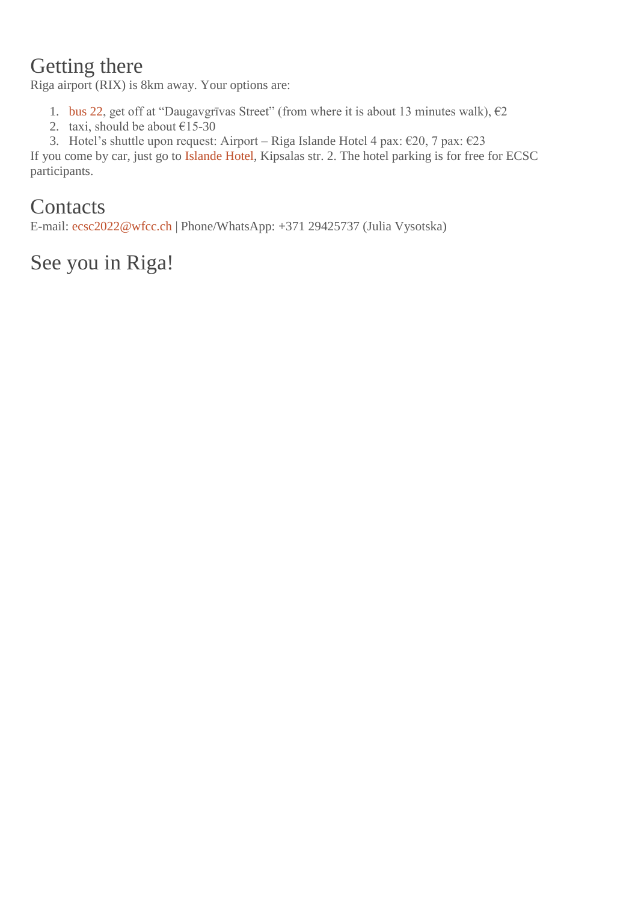## Getting there

Riga airport (RIX) is 8km away. Your options are:

1. bus 22, get off at "Daugavgrīvas Street" (from where it is about 13 minutes walk), €2
2. taxi, should be about €15-30
3. Hotel's shuttle upon request: Airport – Riga Islande Hotel 4 pax: €20, 7 pax: €23

If you come by car, just go to Islande Hotel, Kipsalas str. 2. The hotel parking is for free for ECSC participants.

## Contacts

E-mail: ecsc2022@wfcc.ch | Phone/WhatsApp: +371 29425737 (Julia Vysotska)

## See you in Riga!